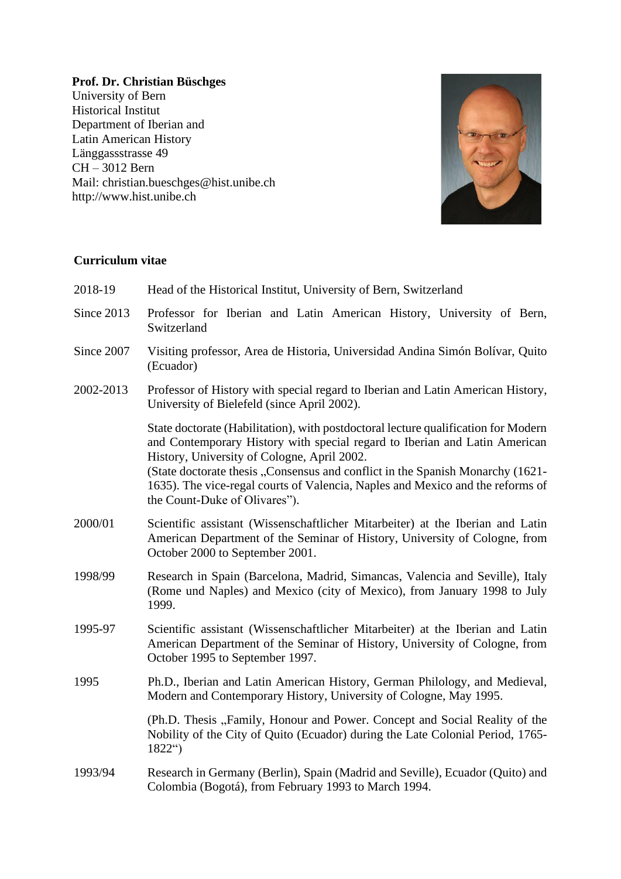**Prof. Dr. Christian Büschges**
University of Bern
Historical Institut
Department of Iberian and
Latin American History
Länggassstrasse 49
CH – 3012 Bern
Mail: christian.bueschges@hist.unibe.ch
http://www.hist.unibe.ch

## Curriculum vitae

| | |
|---|---|
| 2018-19 | Head of the Historical Institut, University of Bern, Switzerland |
| Since 2013 | Professor for Iberian and Latin American History, University of Bern, Switzerland |
| Since 2007 | Visiting professor, Area de Historia, Universidad Andina Simón Bolívar, Quito (Ecuador) |
| 2002-2013 | Professor of History with special regard to Iberian and Latin American History, University of Bielefeld (since April 2002). |
| | State doctorate (Habilitation), with postdoctoral lecture qualification for Modern and Contemporary History with special regard to Iberian and Latin American History, University of Cologne, April 2002. (State doctorate thesis „Consensus and conflict in the Spanish Monarchy (1621-1635). The vice-regal courts of Valencia, Naples and Mexico and the reforms of the Count-Duke of Olivares”). |
| 2000/01 | Scientific assistant (Wissenschaftlicher Mitarbeiter) at the Iberian and Latin American Department of the Seminar of History, University of Cologne, from October 2000 to September 2001. |
| 1998/99 | Research in Spain (Barcelona, Madrid, Simancas, Valencia and Seville), Italy (Rome und Naples) and Mexico (city of Mexico), from January 1998 to July 1999. |
| 1995-97 | Scientific assistant (Wissenschaftlicher Mitarbeiter) at the Iberian and Latin American Department of the Seminar of History, University of Cologne, from October 1995 to September 1997. |
| 1995 | Ph.D., Iberian and Latin American History, German Philology, and Medieval, Modern and Contemporary History, University of Cologne, May 1995. |
| | (Ph.D. Thesis „Family, Honour and Power. Concept and Social Reality of the Nobility of the City of Quito (Ecuador) during the Late Colonial Period, 1765-1822“) |
| 1993/94 | Research in Germany (Berlin), Spain (Madrid and Seville), Ecuador (Quito) and Colombia (Bogotá), from February 1993 to March 1994. |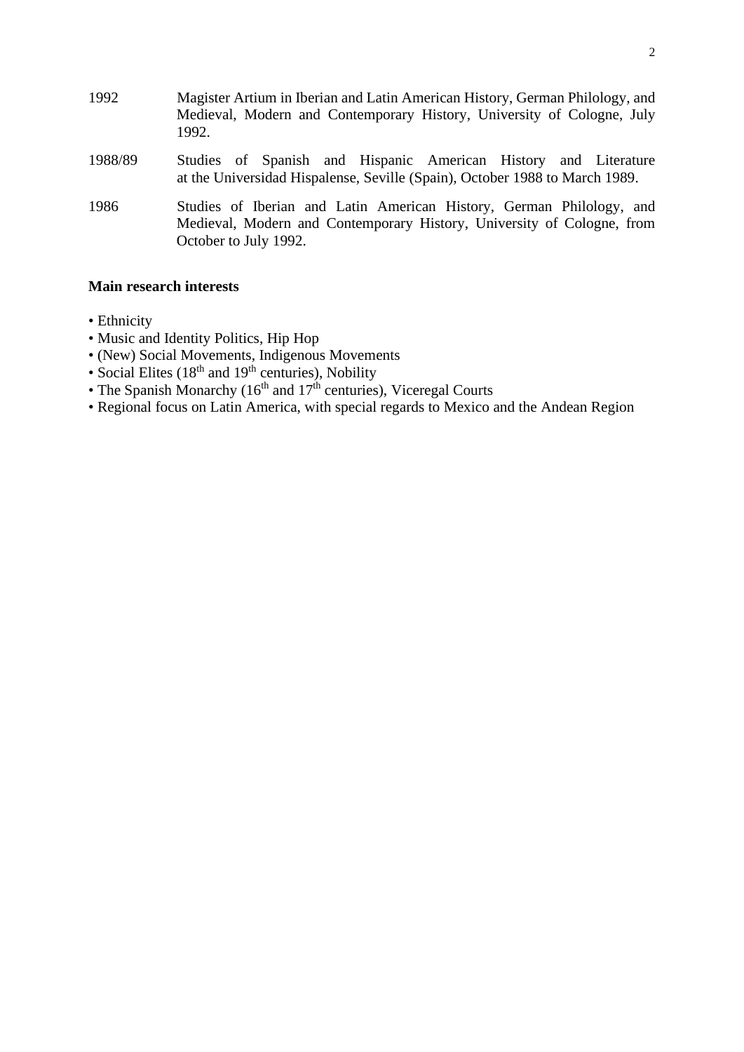| | |
|---|---|
| 1992 | Magister Artium in Iberian and Latin American History, German Philology, and Medieval, Modern and Contemporary History, University of Cologne, July 1992. |
| 1988/89 | Studies of Spanish and Hispanic American History and Literature at the Universidad Hispalense, Seville (Spain), October 1988 to March 1989. |
| 1986 | Studies of Iberian and Latin American History, German Philology, and Medieval, Modern and Contemporary History, University of Cologne, from October to July 1992. |

**Main research interests**

- Ethnicity
- Music and Identity Politics, Hip Hop
- (New) Social Movements, Indigenous Movements
- Social Elites (18th and 19th centuries), Nobility
- The Spanish Monarchy (16th and 17th centuries), Viceregal Courts
- Regional focus on Latin America, with special regards to Mexico and the Andean Region